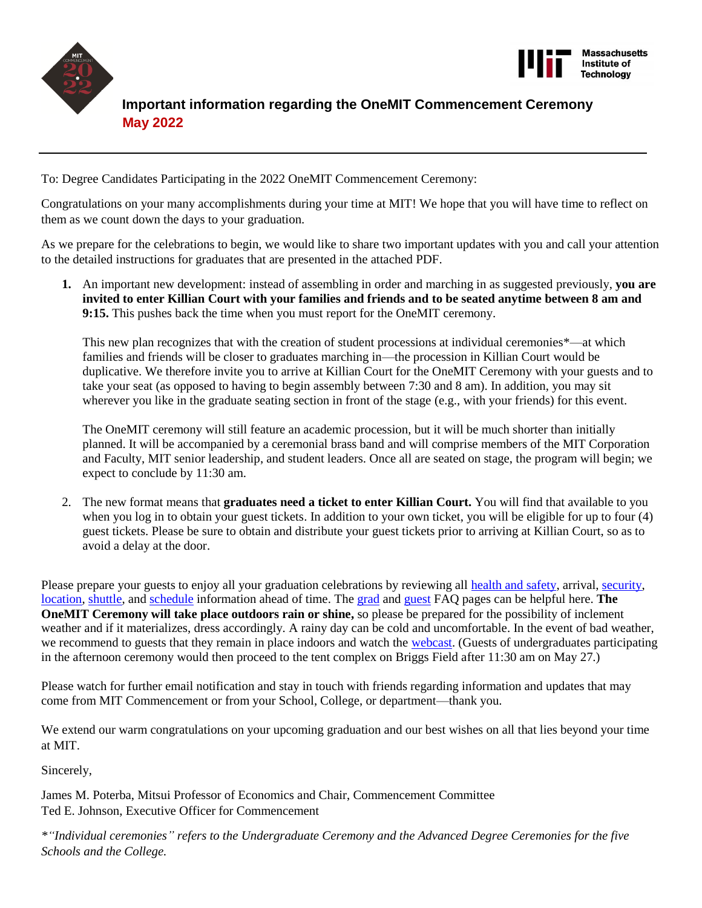# Important information regarding the OneMIT Commencement Ceremony

## May 2022

---

To: Degree Candidates Participating in the 2022 OneMIT Commencement Ceremony:

Congratulations on your many accomplishments during your time at MIT! We hope that you will have time to reflect on them as we count down the days to your graduation.

As we prepare for the celebrations to begin, we would like to share two important updates with you and call your attention to the detailed instructions for graduates that are presented in the attached PDF.

1. An important new development: instead of assembling in order and marching in as suggested previously, **you are invited to enter Killian Court with your families and friends and to be seated anytime between 8 am and 9:15.** This pushes back the time when you must report for the OneMIT ceremony.

   This new plan recognizes that with the creation of student processions at individual ceremonies*—at which families and friends will be closer to graduates marching in—the procession in Killian Court would be duplicative. We therefore invite you to arrive at Killian Court for the OneMIT Ceremony with your guests and to take your seat (as opposed to having to begin assembly between 7:30 and 8 am). In addition, you may sit wherever you like in the graduate seating section in front of the stage (e.g., with your friends) for this event.

   The OneMIT ceremony will still feature an academic procession, but it will be much shorter than initially planned. It will be accompanied by a ceremonial brass band and will comprise members of the MIT Corporation and Faculty, MIT senior leadership, and student leaders. Once all are seated on stage, the program will begin; we expect to conclude by 11:30 am.

2. The new format means that **graduates need a ticket to enter Killian Court.** You will find that available to you when you log in to obtain your guest tickets. In addition to your own ticket, you will be eligible for up to four (4) guest tickets. Please be sure to obtain and distribute your guest tickets prior to arriving at Killian Court, so as to avoid a delay at the door.

Please prepare your guests to enjoy all your graduation celebrations by reviewing all health and safety, arrival, security, location, shuttle, and schedule information ahead of time. The grad and guest FAQ pages can be helpful here. **The OneMIT Ceremony will take place outdoors rain or shine,** so please be prepared for the possibility of inclement weather and if it materializes, dress accordingly. A rainy day can be cold and uncomfortable. In the event of bad weather, we recommend to guests that they remain in place indoors and watch the webcast. (Guests of undergraduates participating in the afternoon ceremony would then proceed to the tent complex on Briggs Field after 11:30 am on May 27.)

Please watch for further email notification and stay in touch with friends regarding information and updates that may come from MIT Commencement or from your School, College, or department—thank you.

We extend our warm congratulations on your upcoming graduation and our best wishes on all that lies beyond your time at MIT.

Sincerely,

James M. Poterba, Mitsui Professor of Economics and Chair, Commencement Committee
Ted E. Johnson, Executive Officer for Commencement

*\*"Individual ceremonies" refers to the Undergraduate Ceremony and the Advanced Degree Ceremonies for the five Schools and the College.*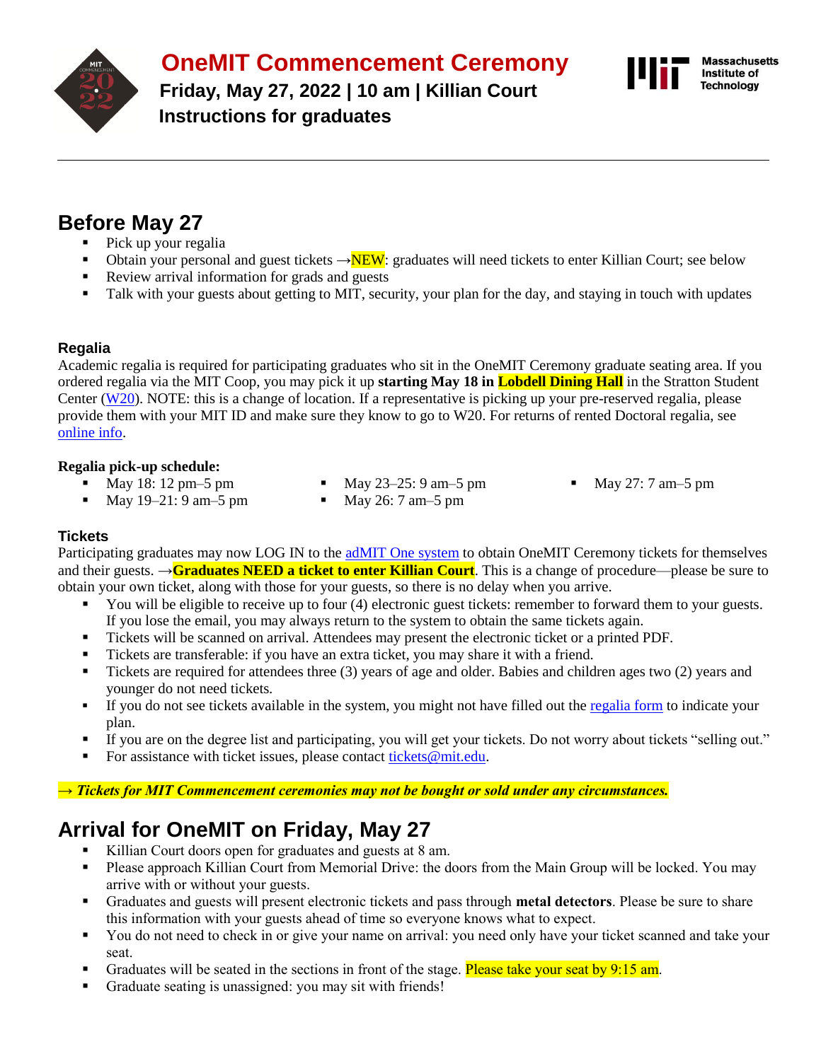# OneMIT Commencement Ceremony

**Friday, May 27, 2022 | 10 am | Killian Court**

**Instructions for graduates**

Massachusetts Institute of Technology

---

## Before May 27

- Pick up your regalia
- Obtain your personal and guest tickets →NEW: graduates will need tickets to enter Killian Court; see below
- Review arrival information for grads and guests
- Talk with your guests about getting to MIT, security, your plan for the day, and staying in touch with updates

### Regalia

Academic regalia is required for participating graduates who sit in the OneMIT Ceremony graduate seating area. If you ordered regalia via the MIT Coop, you may pick it up **starting May 18 in Lobdell Dining Hall** in the Stratton Student Center (W20). NOTE: this is a change of location. If a representative is picking up your pre-reserved regalia, please provide them with your MIT ID and make sure they know to go to W20. For returns of rented Doctoral regalia, see online info.

**Regalia pick-up schedule:**

- May 18: 12 pm–5 pm
- May 19–21: 9 am–5 pm
- May 23–25: 9 am–5 pm
- May 26: 7 am–5 pm
- May 27: 7 am–5 pm

### Tickets

Participating graduates may now LOG IN to the adMIT One system to obtain OneMIT Ceremony tickets for themselves and their guests. →**Graduates NEED a ticket to enter Killian Court**. This is a change of procedure—please be sure to obtain your own ticket, along with those for your guests, so there is no delay when you arrive.

- You will be eligible to receive up to four (4) electronic guest tickets: remember to forward them to your guests. If you lose the email, you may always return to the system to obtain the same tickets again.
- Tickets will be scanned on arrival. Attendees may present the electronic ticket or a printed PDF.
- Tickets are transferable: if you have an extra ticket, you may share it with a friend.
- Tickets are required for attendees three (3) years of age and older. Babies and children ages two (2) years and younger do not need tickets.
- If you do not see tickets available in the system, you might not have filled out the regalia form to indicate your plan.
- If you are on the degree list and participating, you will get your tickets. Do not worry about tickets "selling out."
- For assistance with ticket issues, please contact tickets@mit.edu.

***→ Tickets for MIT Commencement ceremonies may not be bought or sold under any circumstances.***

## Arrival for OneMIT on Friday, May 27

- Killian Court doors open for graduates and guests at 8 am.
- Please approach Killian Court from Memorial Drive: the doors from the Main Group will be locked. You may arrive with or without your guests.
- Graduates and guests will present electronic tickets and pass through **metal detectors**. Please be sure to share this information with your guests ahead of time so everyone knows what to expect.
- You do not need to check in or give your name on arrival: you need only have your ticket scanned and take your seat.
- Graduates will be seated in the sections in front of the stage. Please take your seat by 9:15 am.
- Graduate seating is unassigned: you may sit with friends!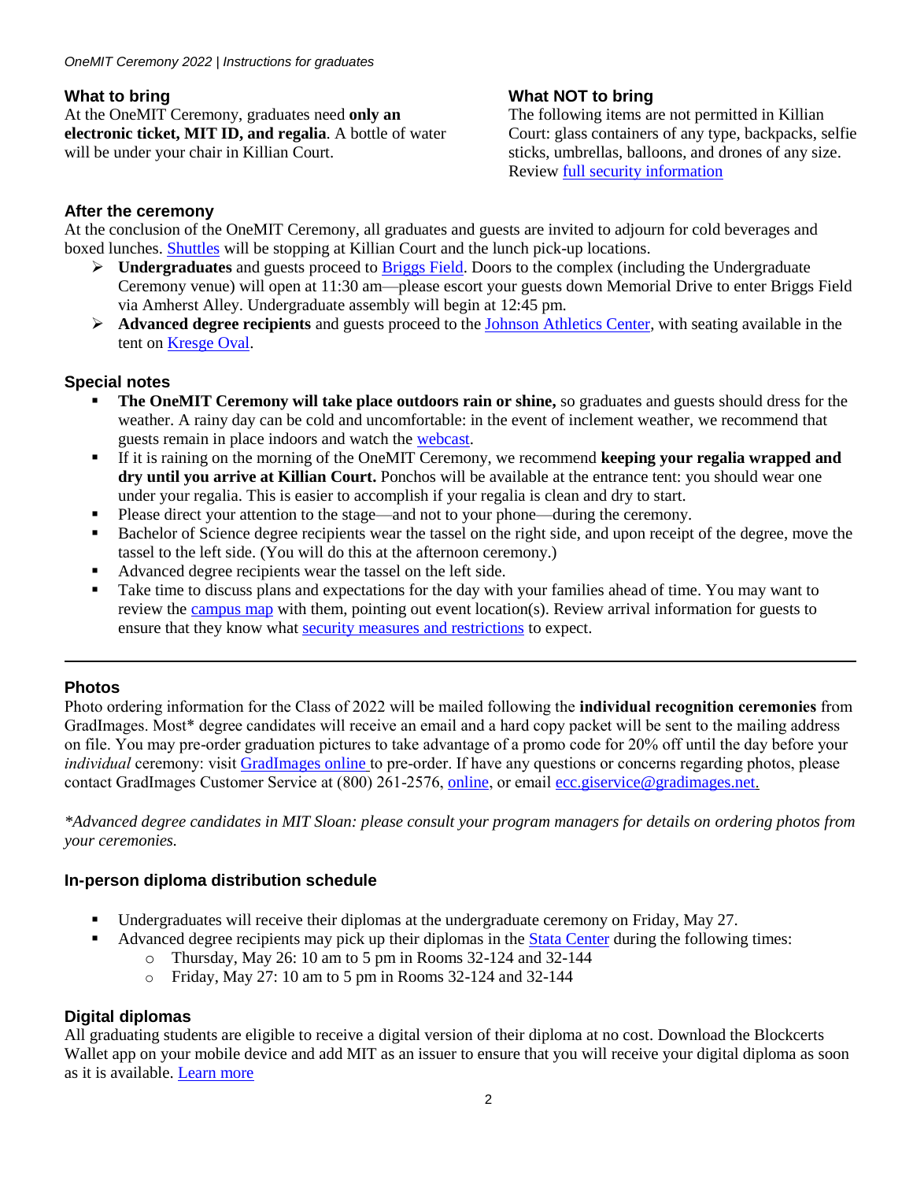### What to bring

At the OneMIT Ceremony, graduates need **only an electronic ticket, MIT ID, and regalia**. A bottle of water will be under your chair in Killian Court.

### What NOT to bring

The following items are not permitted in Killian Court: glass containers of any type, backpacks, selfie sticks, umbrellas, balloons, and drones of any size. Review [full security information]()

### After the ceremony

At the conclusion of the OneMIT Ceremony, all graduates and guests are invited to adjourn for cold beverages and boxed lunches. [Shuttles]() will be stopping at Killian Court and the lunch pick-up locations.

- **Undergraduates** and guests proceed to [Briggs Field](). Doors to the complex (including the Undergraduate Ceremony venue) will open at 11:30 am—please escort your guests down Memorial Drive to enter Briggs Field via Amherst Alley. Undergraduate assembly will begin at 12:45 pm.
- **Advanced degree recipients** and guests proceed to the [Johnson Athletics Center](), with seating available in the tent on [Kresge Oval]().

### Special notes

- **The OneMIT Ceremony will take place outdoors rain or shine,** so graduates and guests should dress for the weather. A rainy day can be cold and uncomfortable: in the event of inclement weather, we recommend that guests remain in place indoors and watch the [webcast]().
- If it is raining on the morning of the OneMIT Ceremony, we recommend **keeping your regalia wrapped and dry until you arrive at Killian Court.** Ponchos will be available at the entrance tent: you should wear one under your regalia. This is easier to accomplish if your regalia is clean and dry to start.
- Please direct your attention to the stage—and not to your phone—during the ceremony.
- Bachelor of Science degree recipients wear the tassel on the right side, and upon receipt of the degree, move the tassel to the left side. (You will do this at the afternoon ceremony.)
- Advanced degree recipients wear the tassel on the left side.
- Take time to discuss plans and expectations for the day with your families ahead of time. You may want to review the [campus map]() with them, pointing out event location(s). Review arrival information for guests to ensure that they know what [security measures and restrictions]() to expect.

---

### Photos

Photo ordering information for the Class of 2022 will be mailed following the **individual recognition ceremonies** from GradImages. Most* degree candidates will receive an email and a hard copy packet will be sent to the mailing address on file. You may pre-order graduation pictures to take advantage of a promo code for 20% off until the day before your *individual* ceremony: visit [GradImages online]() to pre-order. If have any questions or concerns regarding photos, please contact GradImages Customer Service at (800) 261-2576, [online](), or email [ecc.giservice@gradimages.net.]()

*\*Advanced degree candidates in MIT Sloan: please consult your program managers for details on ordering photos from your ceremonies.*

### In-person diploma distribution schedule

- Undergraduates will receive their diplomas at the undergraduate ceremony on Friday, May 27.
- Advanced degree recipients may pick up their diplomas in the [Stata Center]() during the following times:
  - Thursday, May 26: 10 am to 5 pm in Rooms 32-124 and 32-144
  - Friday, May 27: 10 am to 5 pm in Rooms 32-124 and 32-144

### Digital diplomas

All graduating students are eligible to receive a digital version of their diploma at no cost. Download the Blockcerts Wallet app on your mobile device and add MIT as an issuer to ensure that you will receive your digital diploma as soon as it is available. [Learn more]()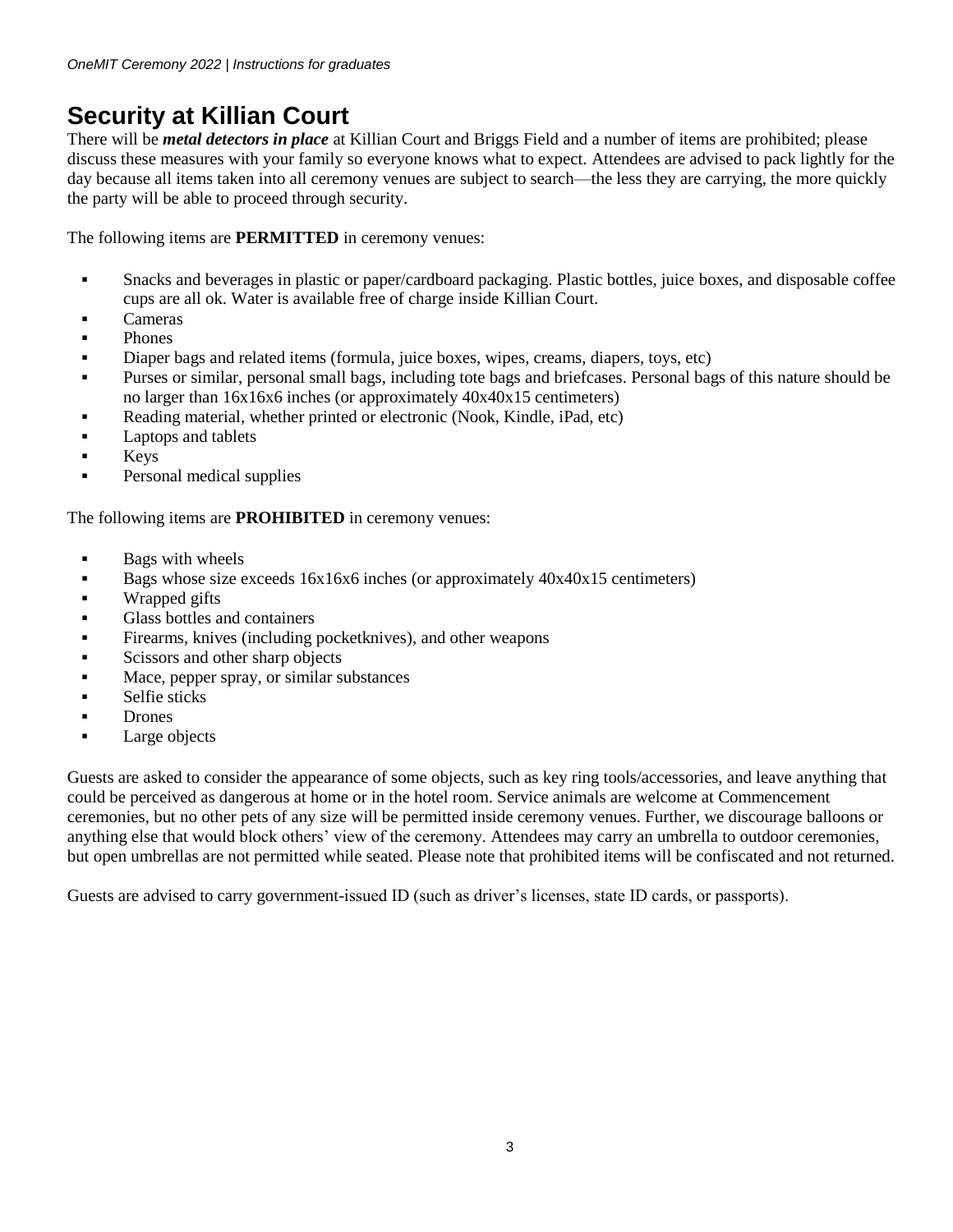## Security at Killian Court

There will be ***metal detectors in place*** at Killian Court and Briggs Field and a number of items are prohibited; please discuss these measures with your family so everyone knows what to expect. Attendees are advised to pack lightly for the day because all items taken into all ceremony venues are subject to search—the less they are carrying, the more quickly the party will be able to proceed through security.

The following items are **PERMITTED** in ceremony venues:

- Snacks and beverages in plastic or paper/cardboard packaging. Plastic bottles, juice boxes, and disposable coffee cups are all ok. Water is available free of charge inside Killian Court.
- Cameras
- Phones
- Diaper bags and related items (formula, juice boxes, wipes, creams, diapers, toys, etc)
- Purses or similar, personal small bags, including tote bags and briefcases. Personal bags of this nature should be no larger than 16x16x6 inches (or approximately 40x40x15 centimeters)
- Reading material, whether printed or electronic (Nook, Kindle, iPad, etc)
- Laptops and tablets
- Keys
- Personal medical supplies

The following items are **PROHIBITED** in ceremony venues:

- Bags with wheels
- Bags whose size exceeds 16x16x6 inches (or approximately 40x40x15 centimeters)
- Wrapped gifts
- Glass bottles and containers
- Firearms, knives (including pocketknives), and other weapons
- Scissors and other sharp objects
- Mace, pepper spray, or similar substances
- Selfie sticks
- Drones
- Large objects

Guests are asked to consider the appearance of some objects, such as key ring tools/accessories, and leave anything that could be perceived as dangerous at home or in the hotel room. Service animals are welcome at Commencement ceremonies, but no other pets of any size will be permitted inside ceremony venues. Further, we discourage balloons or anything else that would block others' view of the ceremony. Attendees may carry an umbrella to outdoor ceremonies, but open umbrellas are not permitted while seated. Please note that prohibited items will be confiscated and not returned.

Guests are advised to carry government-issued ID (such as driver's licenses, state ID cards, or passports).